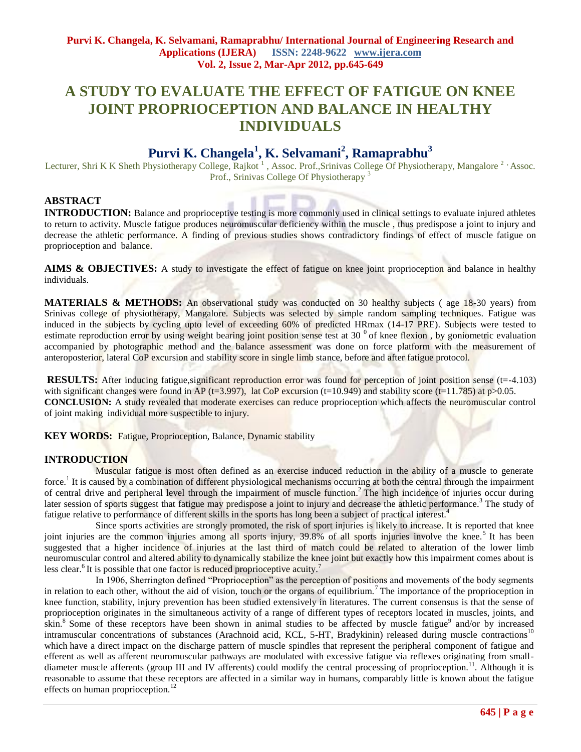# A STUDY TO EVALUATE THE EFFECT OF FATIGUE ON KNEE JOINT PROPRIOCEPTION AND BALANCE IN HEALTHY INDIVIDUALS

## Purvi K. Changela[1], K. Selvamani[2], Ramaprabhu[3]

Lecturer, Shri K K Sheth Physiotherapy College, Rajkot [1] , Assoc. Prof.,Srinivas College Of Physiotherapy, Mangalore [2] , Assoc. Prof., Srinivas College Of Physiotherapy [3]

## ABSTRACT

**INTRODUCTION:** Balance and proprioceptive testing is more commonly used in clinical settings to evaluate injured athletes to return to activity. Muscle fatigue produces neuromuscular deficiency within the muscle , thus predispose a joint to injury and decrease the athletic performance. A finding of previous studies shows contradictory findings of effect of muscle fatigue on proprioception and balance.

**AIMS & OBJECTIVES:** A study to investigate the effect of fatigue on knee joint proprioception and balance in healthy individuals.

**MATERIALS & METHODS:** An observational study was conducted on 30 healthy subjects ( age 18-30 years) from Srinivas college of physiotherapy, Mangalore. Subjects was selected by simple random sampling techniques. Fatigue was induced in the subjects by cycling upto level of exceeding 60% of predicted HRmax (14-17 PRE). Subjects were tested to estimate reproduction error by using weight bearing joint position sense test at 30 $^0$ of knee flexion , by goniometric evaluation accompanied by photographic method and the balance assessment was done on force platform with the measurement of anteroposterior, lateral CoP excursion and stability score in single limb stance, before and after fatigue protocol.

**RESULTS:** After inducing fatigue,significant reproduction error was found for perception of joint position sense ($t$=-4.103) with significant changes were found in AP ($t$=3.997), lat CoP excursion ($t$=10.949) and stability score ($t$=11.785) at $p$>0.05.

**CONCLUSION:** A study revealed that moderate exercises can reduce proprioception which affects the neuromuscular control of joint making individual more suspectible to injury.

**KEY WORDS:** Fatigue, Proprioception, Balance, Dynamic stability

## INTRODUCTION

Muscular fatigue is most often defined as an exercise induced reduction in the ability of a muscle to generate force.[1] It is caused by a combination of different physiological mechanisms occurring at both the central through the impairment of central drive and peripheral level through the impairment of muscle function.[2] The high incidence of injuries occur during later session of sports suggest that fatigue may predispose a joint to injury and decrease the athletic performance.[3] The study of fatigue relative to performance of different skills in the sports has long been a subject of practical interest.[4]

Since sports activities are strongly promoted, the risk of sport injuries is likely to increase. It is reported that knee joint injuries are the common injuries among all sports injury, 39.8% of all sports injuries involve the knee.[5] It has been suggested that a higher incidence of injuries at the last third of match could be related to alteration of the lower limb neuromuscular control and altered ability to dynamically stabilize the knee joint but exactly how this impairment comes about is less clear.[6] It is possible that one factor is reduced proprioceptive acuity.[7]

In 1906, Sherrington defined "Proprioception" as the perception of positions and movements of the body segments in relation to each other, without the aid of vision, touch or the organs of equilibrium.[7] The importance of the proprioception in knee function, stability, injury prevention has been studied extensively in literatures. The current consensus is that the sense of proprioception originates in the simultaneous activity of a range of different types of receptors located in muscles, joints, and skin.[8] Some of these receptors have been shown in animal studies to be affected by muscle fatigue[9] and/or by increased intramuscular concentrations of substances (Arachnoid acid, KCL, 5-HT, Bradykinin) released during muscle contractions[10] which have a direct impact on the discharge pattern of muscle spindles that represent the peripheral component of fatigue and efferent as well as afferent neuromuscular pathways are modulated with excessive fatigue via reflexes originating from small-diameter muscle afferents (group III and IV afferents) could modify the central processing of proprioception.[11]. Although it is reasonable to assume that these receptors are affected in a similar way in humans, comparably little is known about the fatigue effects on human proprioception.[12]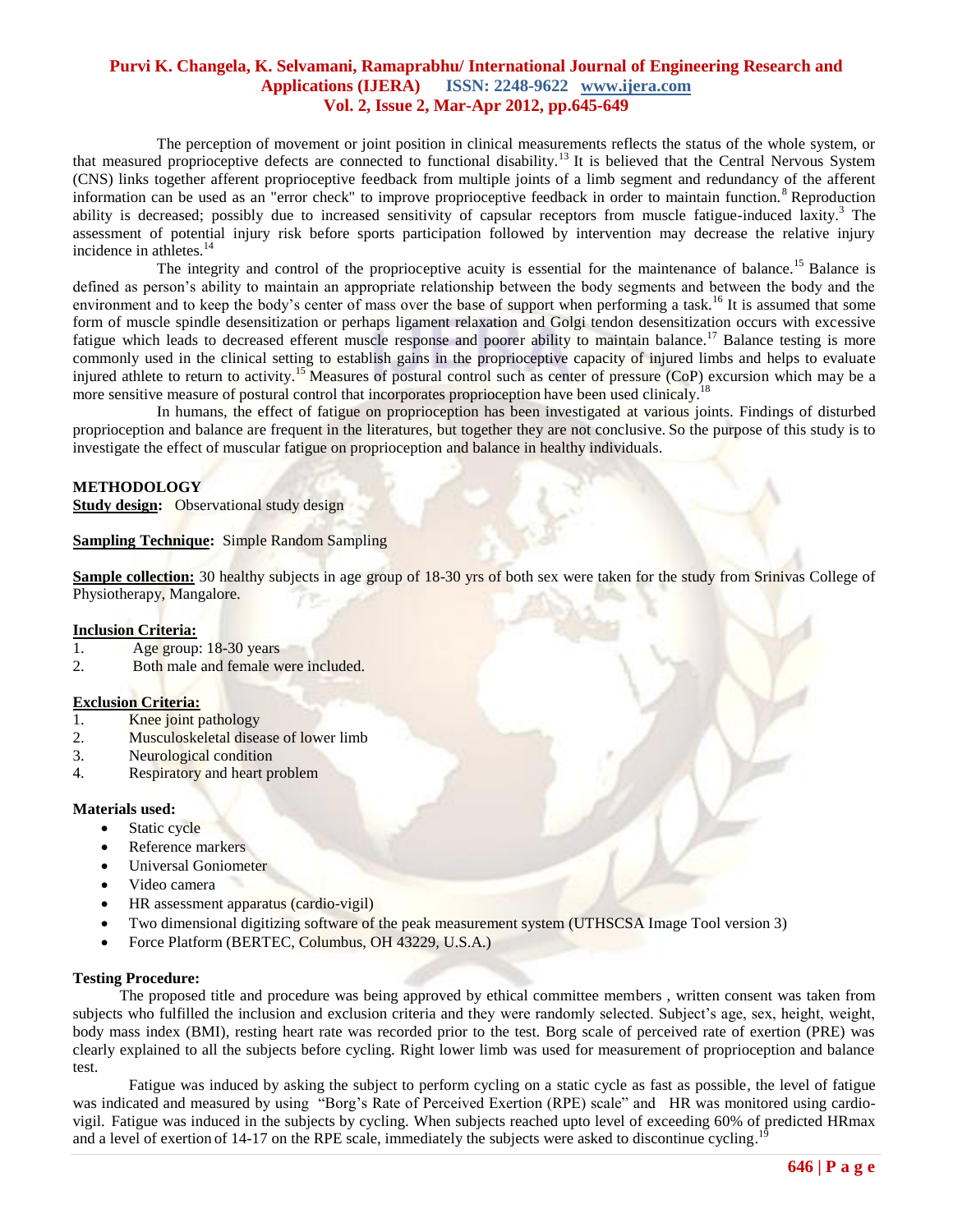The perception of movement or joint position in clinical measurements reflects the status of the whole system, or that measured proprioceptive defects are connected to functional disability.[13] It is believed that the Central Nervous System (CNS) links together afferent proprioceptive feedback from multiple joints of a limb segment and redundancy of the afferent information can be used as an "error check" to improve proprioceptive feedback in order to maintain function.[8] Reproduction ability is decreased; possibly due to increased sensitivity of capsular receptors from muscle fatigue-induced laxity.[3] The assessment of potential injury risk before sports participation followed by intervention may decrease the relative injury incidence in athletes.[14]

The integrity and control of the proprioceptive acuity is essential for the maintenance of balance.[15] Balance is defined as person's ability to maintain an appropriate relationship between the body segments and between the body and the environment and to keep the body's center of mass over the base of support when performing a task.[16] It is assumed that some form of muscle spindle desensitization or perhaps ligament relaxation and Golgi tendon desensitization occurs with excessive fatigue which leads to decreased efferent muscle response and poorer ability to maintain balance.[17] Balance testing is more commonly used in the clinical setting to establish gains in the proprioceptive capacity of injured limbs and helps to evaluate injured athlete to return to activity.[15] Measures of postural control such as center of pressure (CoP) excursion which may be a more sensitive measure of postural control that incorporates proprioception have been used clinicaly.[18]

In humans, the effect of fatigue on proprioception has been investigated at various joints. Findings of disturbed proprioception and balance are frequent in the literatures, but together they are not conclusive. So the purpose of this study is to investigate the effect of muscular fatigue on proprioception and balance in healthy individuals.

## METHODOLOGY

**Study design:** Observational study design

**Sampling Technique:** Simple Random Sampling

**Sample collection:** 30 healthy subjects in age group of 18-30 yrs of both sex were taken for the study from Srinivas College of Physiotherapy, Mangalore.

**Inclusion Criteria:**

1. Age group: 18-30 years
2. Both male and female were included.

**Exclusion Criteria:**

1. Knee joint pathology
2. Musculoskeletal disease of lower limb
3. Neurological condition
4. Respiratory and heart problem

**Materials used:**

- Static cycle
- Reference markers
- Universal Goniometer
- Video camera
- HR assessment apparatus (cardio-vigil)
- Two dimensional digitizing software of the peak measurement system (UTHSCSA Image Tool version 3)
- Force Platform (BERTEC, Columbus, OH 43229, U.S.A.)

**Testing Procedure:**

The proposed title and procedure was being approved by ethical committee members , written consent was taken from subjects who fulfilled the inclusion and exclusion criteria and they were randomly selected. Subject's age, sex, height, weight, body mass index (BMI), resting heart rate was recorded prior to the test. Borg scale of perceived rate of exertion (PRE) was clearly explained to all the subjects before cycling. Right lower limb was used for measurement of proprioception and balance test.

Fatigue was induced by asking the subject to perform cycling on a static cycle as fast as possible, the level of fatigue was indicated and measured by using "Borg's Rate of Perceived Exertion (RPE) scale" and HR was monitored using cardio-vigil. Fatigue was induced in the subjects by cycling. When subjects reached upto level of exceeding 60% of predicted HRmax and a level of exertion of 14-17 on the RPE scale, immediately the subjects were asked to discontinue cycling.[19]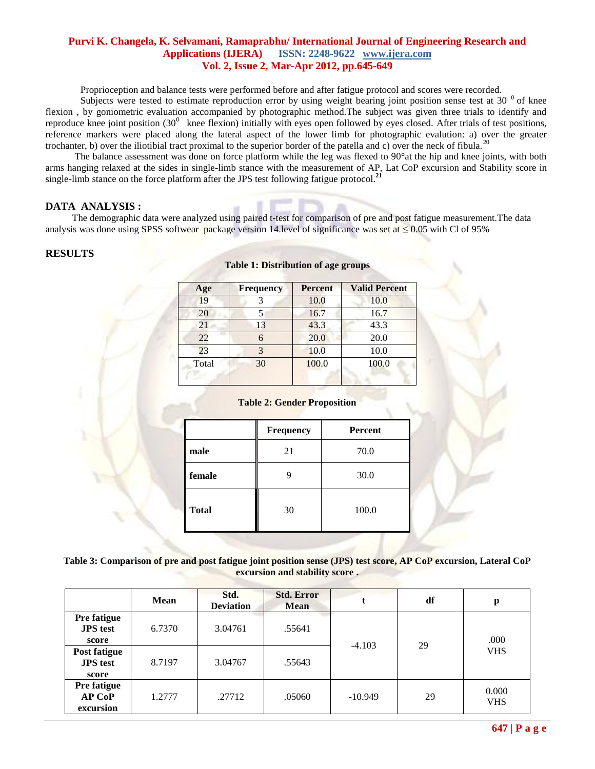Proprioception and balance tests were performed before and after fatigue protocol and scores were recorded.

Subjects were tested to estimate reproduction error by using weight bearing joint position sense test at 30 $^{0}$ of knee flexion , by goniometric evaluation accompanied by photographic method.The subject was given three trials to identify and reproduce knee joint position (30$^{0}$ knee flexion) initially with eyes open followed by eyes closed. After trials of test positions, reference markers were placed along the lateral aspect of the lower limb for photographic evalution: a) over the greater trochanter, b) over the iliotibial tract proximal to the superior border of the patella and c) over the neck of fibula.[20]

The balance assessment was done on force platform while the leg was flexed to 90°at the hip and knee joints, with both arms hanging relaxed at the sides in single-limb stance with the measurement of AP, Lat CoP excursion and Stability score in single-limb stance on the force platform after the JPS test following fatigue protocol.[21]

## DATA ANALYSIS :

The demographic data were analyzed using paired t-test for comparison of pre and post fatigue measurement.The data analysis was done using SPSS softwear package version 14.level of significance was set at ≤ 0.05 with Cl of 95%

## RESULTS

**Table 1: Distribution of age groups**

| Age | Frequency | Percent | Valid Percent |
|---|---|---|---|
| 19 | 3 | 10.0 | 10.0 |
| 20 | 5 | 16.7 | 16.7 |
| 21 | 13 | 43.3 | 43.3 |
| 22 | 6 | 20.0 | 20.0 |
| 23 | 3 | 10.0 | 10.0 |
| Total | 30 | 100.0 | 100.0 |

**Table 2: Gender Proposition**

| | Frequency | Percent |
|---|---|---|
| **male** | 21 | 70.0 |
| **female** | 9 | 30.0 |
| **Total** | 30 | 100.0 |

**Table 3: Comparison of pre and post fatigue joint position sense (JPS) test score, AP CoP excursion, Lateral CoP excursion and stability score .**

| | Mean | Std. Deviation | Std. Error Mean | t | df | p |
|---|---|---|---|---|---|---|
| **Pre fatigue JPS test score** | 6.7370 | 3.04761 | .55641 | -4.103 | 29 | .000 VHS |
| **Post fatigue JPS test score** | 8.7197 | 3.04767 | .55643 | | | |
| **Pre fatigue AP CoP excursion** | 1.2777 | .27712 | .05060 | -10.949 | 29 | 0.000 VHS |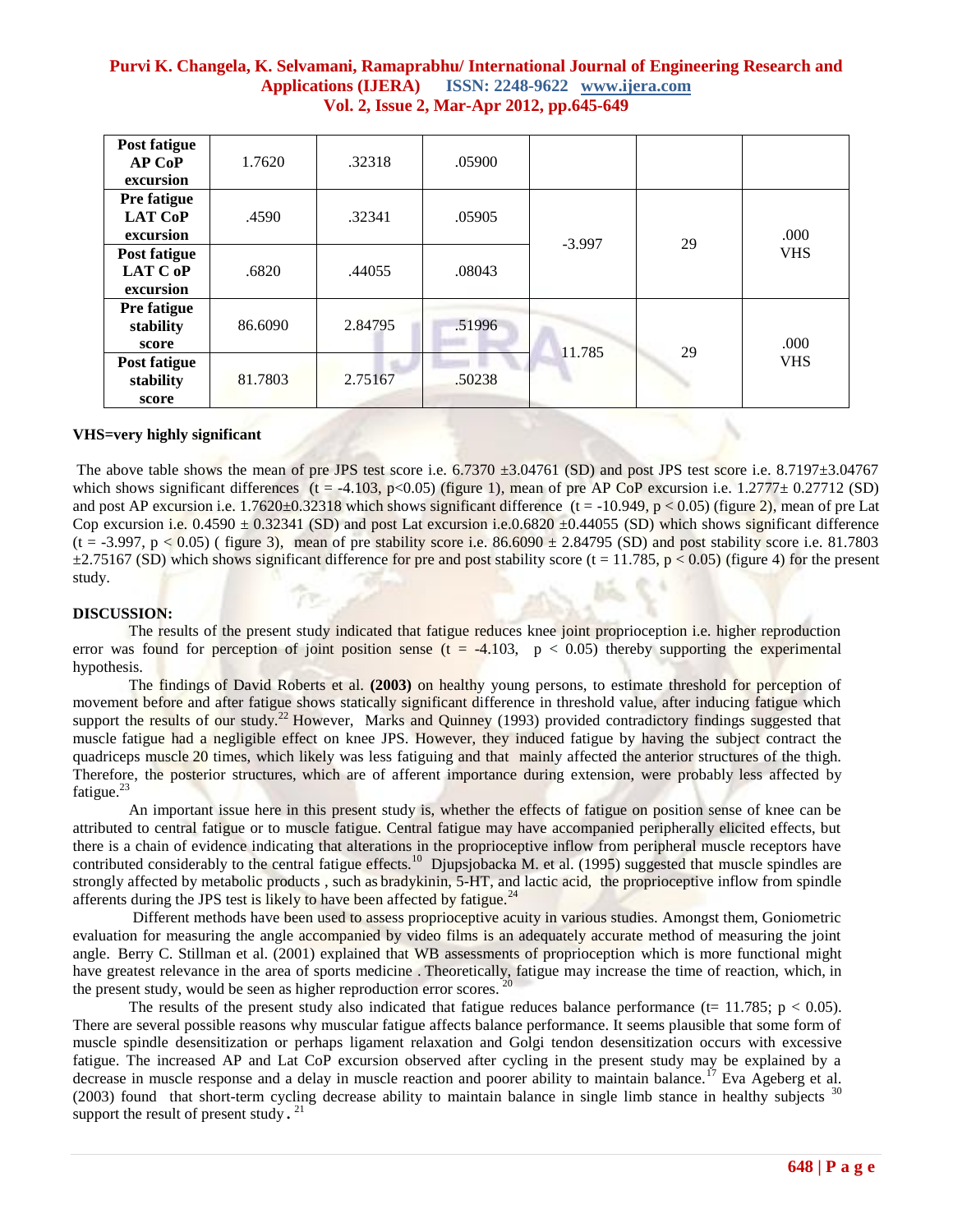| | | | | | | |
|---|---|---|---|---|---|---|
| **Post fatigue AP CoP excursion** | 1.7620 | .32318 | .05900 | | | |
| **Pre fatigue LAT CoP excursion** | .4590 | .32341 | .05905 | -3.997 | 29 | .000 VHS |
| **Post fatigue LAT C oP excursion** | .6820 | .44055 | .08043 | | | |
| **Pre fatigue stability score** | 86.6090 | 2.84795 | .51996 | 11.785 | 29 | .000 VHS |
| **Post fatigue stability score** | 81.7803 | 2.75167 | .50238 | | | |

**VHS=very highly significant**

The above table shows the mean of pre JPS test score i.e. 6.7370 ±3.04761 (SD) and post JPS test score i.e. 8.7197±3.04767 which shows significant differences ($t = -4.103$, $p<0.05$) (figure 1), mean of pre AP CoP excursion i.e. 1.2777± 0.27712 (SD) and post AP excursion i.e. 1.7620±0.32318 which shows significant difference ($t = -10.949$, $p < 0.05$) (figure 2), mean of pre Lat Cop excursion i.e. 0.4590 ± 0.32341 (SD) and post Lat excursion i.e.0.6820 ±0.44055 (SD) which shows significant difference ($t = -3.997$, $p < 0.05$) ( figure 3), mean of pre stability score i.e. 86.6090 ± 2.84795 (SD) and post stability score i.e. 81.7803 ±2.75167 (SD) which shows significant difference for pre and post stability score ($t = 11.785$, $p < 0.05$) (figure 4) for the present study.

## DISCUSSION:

The results of the present study indicated that fatigue reduces knee joint proprioception i.e. higher reproduction error was found for perception of joint position sense ($t = -4.103$, $p < 0.05$) thereby supporting the experimental hypothesis.

The findings of David Roberts et al. **(2003)** on healthy young persons, to estimate threshold for perception of movement before and after fatigue shows statically significant difference in threshold value, after inducing fatigue which support the results of our study.[22] However, Marks and Quinney (1993) provided contradictory findings suggested that muscle fatigue had a negligible effect on knee JPS. However, they induced fatigue by having the subject contract the quadriceps muscle 20 times, which likely was less fatiguing and that mainly affected the anterior structures of the thigh. Therefore, the posterior structures, which are of afferent importance during extension, were probably less affected by fatigue.[23]

An important issue here in this present study is, whether the effects of fatigue on position sense of knee can be attributed to central fatigue or to muscle fatigue. Central fatigue may have accompanied peripherally elicited effects, but there is a chain of evidence indicating that alterations in the proprioceptive inflow from peripheral muscle receptors have contributed considerably to the central fatigue effects.[10] Djupsjobacka M. et al. (1995) suggested that muscle spindles are strongly affected by metabolic products , such as bradykinin, 5-HT, and lactic acid, the proprioceptive inflow from spindle afferents during the JPS test is likely to have been affected by fatigue.[24]

Different methods have been used to assess proprioceptive acuity in various studies. Amongst them, Goniometric evaluation for measuring the angle accompanied by video films is an adequately accurate method of measuring the joint angle. Berry C. Stillman et al. (2001) explained that WB assessments of proprioception which is more functional might have greatest relevance in the area of sports medicine . Theoretically, fatigue may increase the time of reaction, which, in the present study, would be seen as higher reproduction error scores.[20]

The results of the present study also indicated that fatigue reduces balance performance ($t= 11.785$; $p < 0.05$). There are several possible reasons why muscular fatigue affects balance performance. It seems plausible that some form of muscle spindle desensitization or perhaps ligament relaxation and Golgi tendon desensitization occurs with excessive fatigue. The increased AP and Lat CoP excursion observed after cycling in the present study may be explained by a decrease in muscle response and a delay in muscle reaction and poorer ability to maintain balance.[17] Eva Ageberg et al. (2003) found that short-term cycling decrease ability to maintain balance in single limb stance in healthy subjects [30] support the result of present study. [21]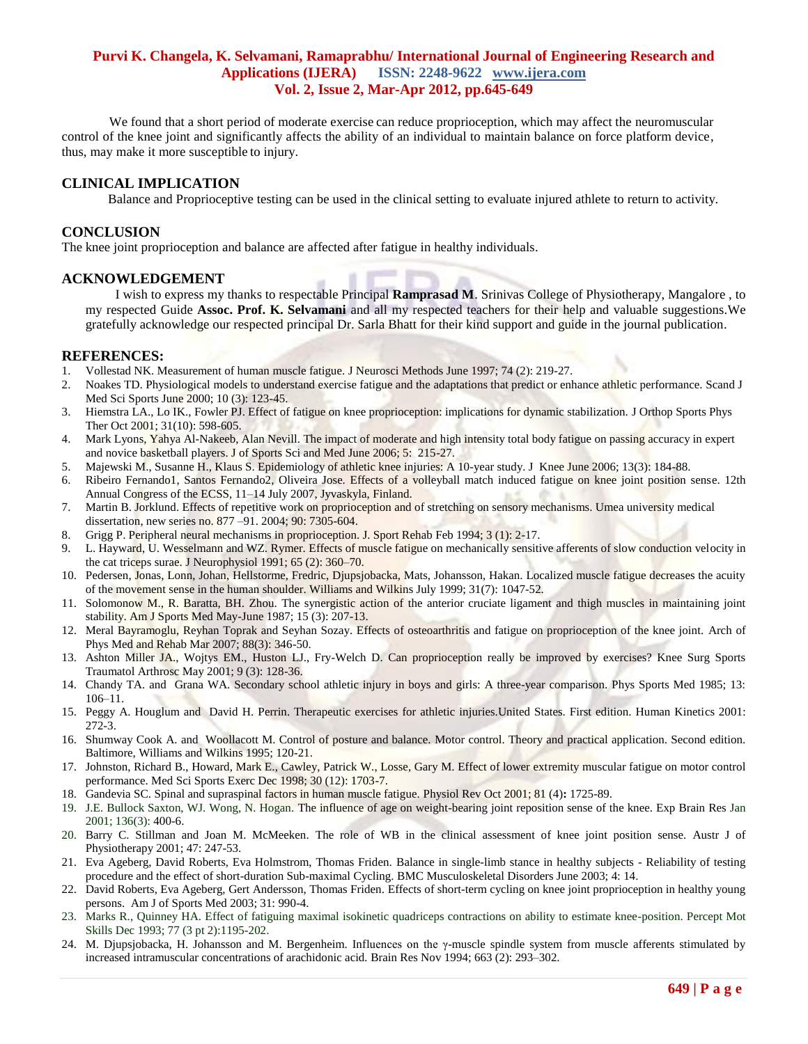We found that a short period of moderate exercise can reduce proprioception, which may affect the neuromuscular control of the knee joint and significantly affects the ability of an individual to maintain balance on force platform device, thus, may make it more susceptible to injury.

## CLINICAL IMPLICATION

Balance and Proprioceptive testing can be used in the clinical setting to evaluate injured athlete to return to activity.

## CONCLUSION

The knee joint proprioception and balance are affected after fatigue in healthy individuals.

## ACKNOWLEDGEMENT

I wish to express my thanks to respectable Principal **Ramprasad M**. Srinivas College of Physiotherapy, Mangalore , to my respected Guide **Assoc. Prof. K. Selvamani** and all my respected teachers for their help and valuable suggestions.We gratefully acknowledge our respected principal Dr. Sarla Bhatt for their kind support and guide in the journal publication.

## REFERENCES:

1. Vollestad NK. Measurement of human muscle fatigue. J Neurosci Methods June 1997; 74 (2): 219-27.
2. Noakes TD. Physiological models to understand exercise fatigue and the adaptations that predict or enhance athletic performance. Scand J Med Sci Sports June 2000; 10 (3): 123-45.
3. Hiemstra LA., Lo IK., Fowler PJ. Effect of fatigue on knee proprioception: implications for dynamic stabilization. J Orthop Sports Phys Ther Oct 2001; 31(10): 598-605.
4. Mark Lyons, Yahya Al-Nakeeb, Alan Nevill. The impact of moderate and high intensity total body fatigue on passing accuracy in expert and novice basketball players. J of Sports Sci and Med June 2006; 5: 215-27.
5. Majewski M., Susanne H., Klaus S. Epidemiology of athletic knee injuries: A 10-year study. J Knee June 2006; 13(3): 184-88.
6. Ribeiro Fernando1, Santos Fernando2, Oliveira Jose. Effects of a volleyball match induced fatigue on knee joint position sense. 12th Annual Congress of the ECSS, 11–14 July 2007, Jyvaskyla, Finland.
7. Martin B. Jorklund. Effects of repetitive work on proprioception and of stretching on sensory mechanisms. Umea university medical dissertation, new series no. 877 –91. 2004; 90: 7305-604.
8. Grigg P. Peripheral neural mechanisms in proprioception. J. Sport Rehab Feb 1994; 3 (1): 2-17.
9. L. Hayward, U. Wesselmann and WZ. Rymer. Effects of muscle fatigue on mechanically sensitive afferents of slow conduction velocity in the cat triceps surae. J Neurophysiol 1991; 65 (2): 360–70.
10. Pedersen, Jonas, Lonn, Johan, Hellstorme, Fredric, Djupsjobacka, Mats, Johansson, Hakan. Localized muscle fatigue decreases the acuity of the movement sense in the human shoulder. Williams and Wilkins July 1999; 31(7): 1047-52.
11. Solomonow M., R. Baratta, BH. Zhou. The synergistic action of the anterior cruciate ligament and thigh muscles in maintaining joint stability. Am J Sports Med May-June 1987; 15 (3): 207-13.
12. Meral Bayramoglu, Reyhan Toprak and Seyhan Sozay. Effects of osteoarthritis and fatigue on proprioception of the knee joint. Arch of Phys Med and Rehab Mar 2007; 88(3): 346-50.
13. Ashton Miller JA., Wojtys EM., Huston LJ., Fry-Welch D. Can proprioception really be improved by exercises? Knee Surg Sports Traumatol Arthrosc May 2001; 9 (3): 128-36.
14. Chandy TA. and Grana WA. Secondary school athletic injury in boys and girls: A three-year comparison. Phys Sports Med 1985; 13: 106–11.
15. Peggy A. Houglum and David H. Perrin. Therapeutic exercises for athletic injuries.United States. First edition. Human Kinetics 2001: 272-3.
16. Shumway Cook A. and Woollacott M. Control of posture and balance. Motor control. Theory and practical application. Second edition. Baltimore, Williams and Wilkins 1995; 120-21.
17. Johnston, Richard B., Howard, Mark E., Cawley, Patrick W., Losse, Gary M. Effect of lower extremity muscular fatigue on motor control performance. Med Sci Sports Exerc Dec 1998; 30 (12): 1703-7.
18. Gandevia SC. Spinal and supraspinal factors in human muscle fatigue. Physiol Rev Oct 2001; 81 (4): 1725-89.
19. J.E. Bullock Saxton, WJ. Wong, N. Hogan. The influence of age on weight-bearing joint reposition sense of the knee. Exp Brain Res Jan 2001; 136(3): 400-6.
20. Barry C. Stillman and Joan M. McMeeken. The role of WB in the clinical assessment of knee joint position sense. Austr J of Physiotherapy 2001; 47: 247-53.
21. Eva Ageberg, David Roberts, Eva Holmstrom, Thomas Friden. Balance in single-limb stance in healthy subjects - Reliability of testing procedure and the effect of short-duration Sub-maximal Cycling. BMC Musculoskeletal Disorders June 2003; 4: 14.
22. David Roberts, Eva Ageberg, Gert Andersson, Thomas Friden. Effects of short-term cycling on knee joint proprioception in healthy young persons. Am J of Sports Med 2003; 31: 990-4.
23. Marks R., Quinney HA. Effect of fatiguing maximal isokinetic quadriceps contractions on ability to estimate knee-position. Percept Mot Skills Dec 1993; 77 (3 pt 2):1195-202.
24. M. Djupsjobacka, H. Johansson and M. Bergenheim. Influences on the γ-muscle spindle system from muscle afferents stimulated by increased intramuscular concentrations of arachidonic acid. Brain Res Nov 1994; 663 (2): 293–302.